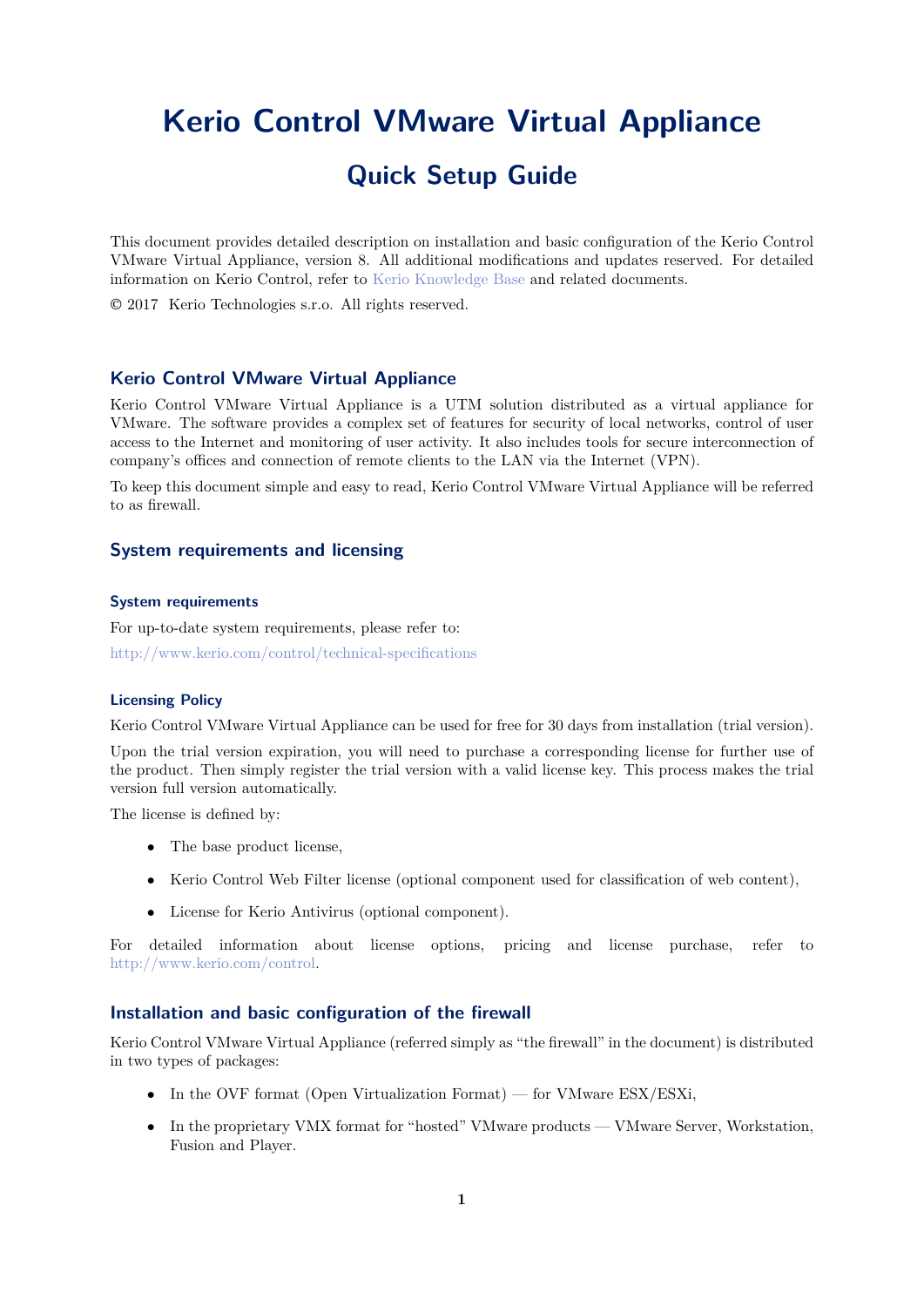# Kerio Control VMware Virtual Appliance

## Quick Setup Guide

This document provides detailed description on installation and basic configuration of the Kerio Control VMware Virtual Appliance, version 8. All additional modifications and updates reserved. For detailed information on Kerio Control, refer to Kerio Knowledge Base and related documents.

© 2017 Kerio Technologies s.r.o. All rights reserved.

## Kerio Control VMware Virtual Appliance

Kerio Control VMware Virtual Appliance is a UTM solution distributed as a virtual appliance for VMware. The software provides a complex set of features for security of local networks, control of user access to the Internet and monitoring of user activity. It also includes tools for secure interconnection of company's offices and connection of remote clients to the LAN via the Internet (VPN).

To keep this document simple and easy to read, Kerio Control VMware Virtual Appliance will be referred to as firewall.

## System requirements and licensing

### System requirements

For up-to-date system requirements, please refer to:

http://www.kerio.com/control/technical-specifications

### Licensing Policy

Kerio Control VMware Virtual Appliance can be used for free for 30 days from installation (trial version).

Upon the trial version expiration, you will need to purchase a corresponding license for further use of the product. Then simply register the trial version with a valid license key. This process makes the trial version full version automatically.

The license is defined by:

- The base product license,
- Kerio Control Web Filter license (optional component used for classification of web content),
- License for Kerio Antivirus (optional component).

For detailed information about license options, pricing and license purchase, refer to http://www.kerio.com/control.

## Installation and basic configuration of the firewall

Kerio Control VMware Virtual Appliance (referred simply as "the firewall" in the document) is distributed in two types of packages:

- In the OVF format (Open Virtualization Format) — for VMware ESX/ESXi,
- In the proprietary VMX format for "hosted" VMware products — VMware Server, Workstation, Fusion and Player.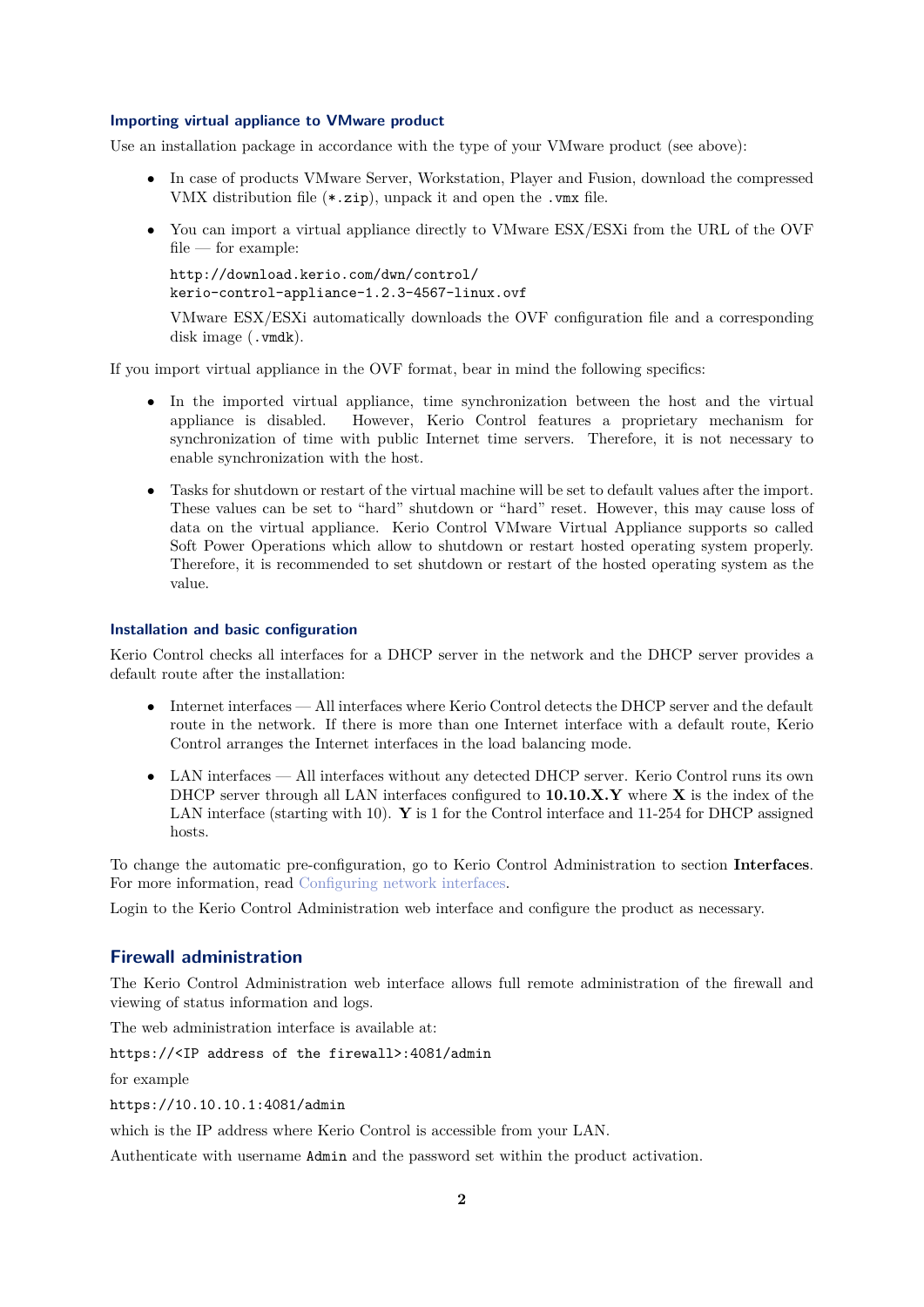### Importing virtual appliance to VMware product

Use an installation package in accordance with the type of your VMware product (see above):

- In case of products VMware Server, Workstation, Player and Fusion, download the compressed VMX distribution file (`*.zip`), unpack it and open the `.vmx` file.
- You can import a virtual appliance directly to VMware ESX/ESXi from the URL of the OVF file — for example:

  `http://download.kerio.com/dwn/control/`
  `kerio-control-appliance-1.2.3-4567-linux.ovf`

  VMware ESX/ESXi automatically downloads the OVF configuration file and a corresponding disk image (`.vmdk`).

If you import virtual appliance in the OVF format, bear in mind the following specifics:

- In the imported virtual appliance, time synchronization between the host and the virtual appliance is disabled. However, Kerio Control features a proprietary mechanism for synchronization of time with public Internet time servers. Therefore, it is not necessary to enable synchronization with the host.
- Tasks for shutdown or restart of the virtual machine will be set to default values after the import. These values can be set to "hard" shutdown or "hard" reset. However, this may cause loss of data on the virtual appliance. Kerio Control VMware Virtual Appliance supports so called Soft Power Operations which allow to shutdown or restart hosted operating system properly. Therefore, it is recommended to set shutdown or restart of the hosted operating system as the value.

### Installation and basic configuration

Kerio Control checks all interfaces for a DHCP server in the network and the DHCP server provides a default route after the installation:

- Internet interfaces — All interfaces where Kerio Control detects the DHCP server and the default route in the network. If there is more than one Internet interface with a default route, Kerio Control arranges the Internet interfaces in the load balancing mode.
- LAN interfaces — All interfaces without any detected DHCP server. Kerio Control runs its own DHCP server through all LAN interfaces configured to **10.10.X.Y** where **X** is the index of the LAN interface (starting with 10). **Y** is 1 for the Control interface and 11-254 for DHCP assigned hosts.

To change the automatic pre-configuration, go to Kerio Control Administration to section **Interfaces**. For more information, read Configuring network interfaces.

Login to the Kerio Control Administration web interface and configure the product as necessary.

## Firewall administration

The Kerio Control Administration web interface allows full remote administration of the firewall and viewing of status information and logs.

The web administration interface is available at:

`https://<IP address of the firewall>:4081/admin`

for example

`https://10.10.10.1:4081/admin`

which is the IP address where Kerio Control is accessible from your LAN.

Authenticate with username `Admin` and the password set within the product activation.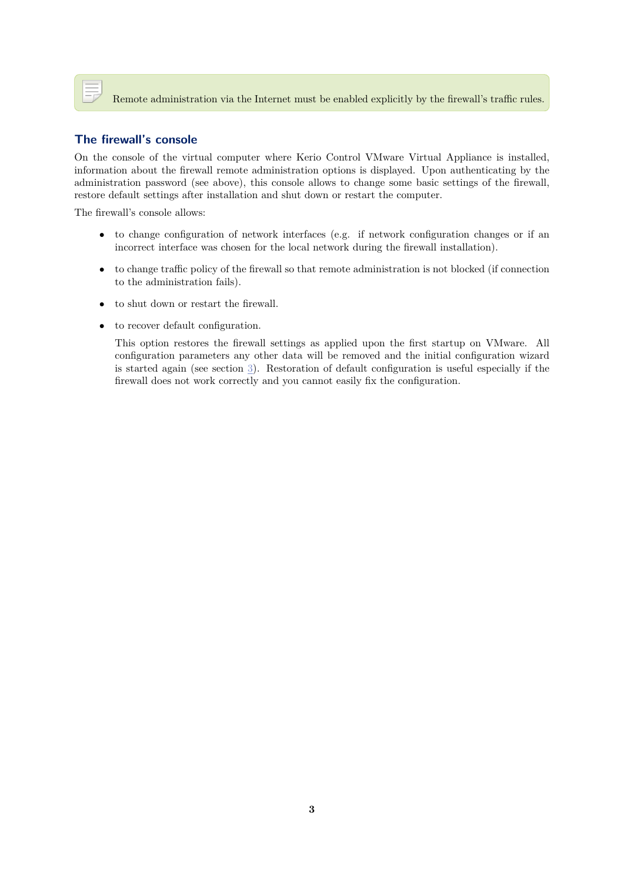Remote administration via the Internet must be enabled explicitly by the firewall's traffic rules.

## The firewall's console

On the console of the virtual computer where Kerio Control VMware Virtual Appliance is installed, information about the firewall remote administration options is displayed. Upon authenticating by the administration password (see above), this console allows to change some basic settings of the firewall, restore default settings after installation and shut down or restart the computer.

The firewall's console allows:

- to change configuration of network interfaces (e.g. if network configuration changes or if an incorrect interface was chosen for the local network during the firewall installation).
- to change traffic policy of the firewall so that remote administration is not blocked (if connection to the administration fails).
- to shut down or restart the firewall.
- to recover default configuration.

  This option restores the firewall settings as applied upon the first startup on VMware. All configuration parameters any other data will be removed and the initial configuration wizard is started again (see section 3). Restoration of default configuration is useful especially if the firewall does not work correctly and you cannot easily fix the configuration.